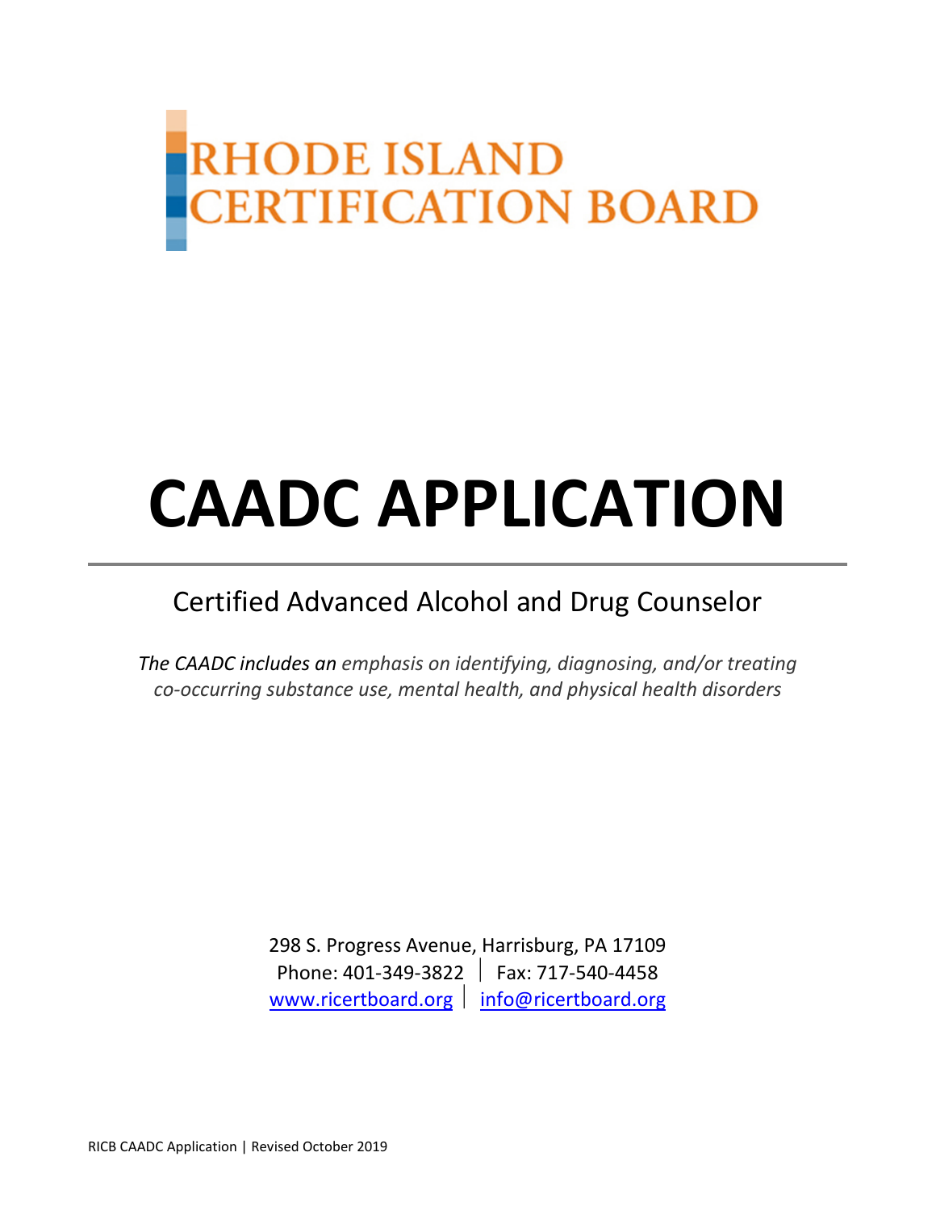RHODE ISLAND
CERTIFICATION BOARD

# CAADC APPLICATION

## Certified Advanced Alcohol and Drug Counselor

*The CAADC includes an emphasis on identifying, diagnosing, and/or treating co-occurring substance use, mental health, and physical health disorders*

298 S. Progress Avenue, Harrisburg, PA 17109
Phone: 401-349-3822 | Fax: 717-540-4458
www.ricertboard.org | info@ricertboard.org

RICB CAADC Application | Revised October 2019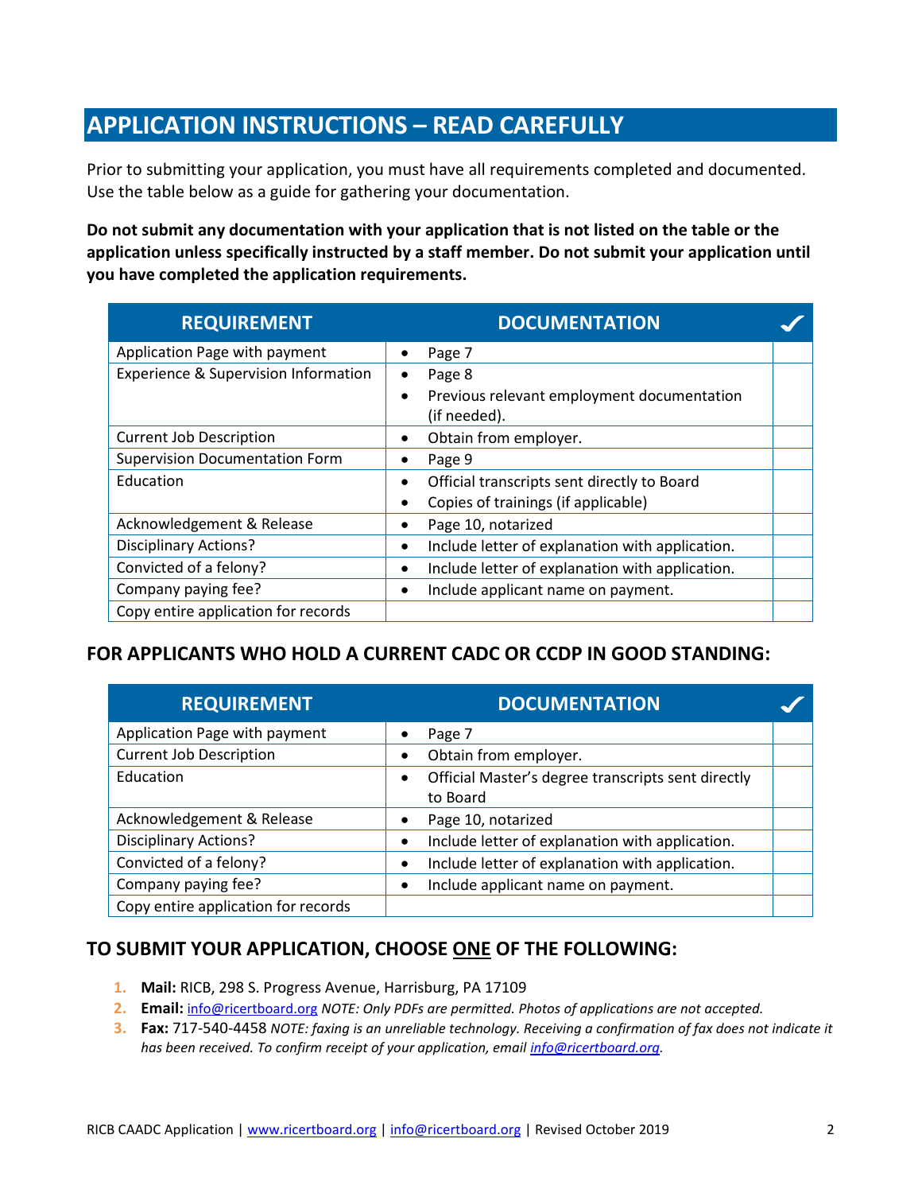## APPLICATION INSTRUCTIONS – READ CAREFULLY

Prior to submitting your application, you must have all requirements completed and documented. Use the table below as a guide for gathering your documentation.

**Do not submit any documentation with your application that is not listed on the table or the application unless specifically instructed by a staff member. Do not submit your application until you have completed the application requirements.**

| REQUIREMENT | DOCUMENTATION | ✓ |
|---|---|---|
| Application Page with payment | • Page 7 | |
| Experience & Supervision Information | • Page 8<br>• Previous relevant employment documentation (if needed). | |
| Current Job Description | • Obtain from employer. | |
| Supervision Documentation Form | • Page 9 | |
| Education | • Official transcripts sent directly to Board<br>• Copies of trainings (if applicable) | |
| Acknowledgement & Release | • Page 10, notarized | |
| Disciplinary Actions? | • Include letter of explanation with application. | |
| Convicted of a felony? | • Include letter of explanation with application. | |
| Company paying fee? | • Include applicant name on payment. | |
| Copy entire application for records | | |

### FOR APPLICANTS WHO HOLD A CURRENT CADC OR CCDP IN GOOD STANDING:

| REQUIREMENT | DOCUMENTATION | ✓ |
|---|---|---|
| Application Page with payment | • Page 7 | |
| Current Job Description | • Obtain from employer. | |
| Education | • Official Master's degree transcripts sent directly to Board | |
| Acknowledgement & Release | • Page 10, notarized | |
| Disciplinary Actions? | • Include letter of explanation with application. | |
| Convicted of a felony? | • Include letter of explanation with application. | |
| Company paying fee? | • Include applicant name on payment. | |
| Copy entire application for records | | |

### TO SUBMIT YOUR APPLICATION, CHOOSE ONE OF THE FOLLOWING:

1. **Mail:** RICB, 298 S. Progress Avenue, Harrisburg, PA 17109
2. **Email:** info@ricertboard.org *NOTE: Only PDFs are permitted. Photos of applications are not accepted.*
3. **Fax:** 717-540-4458 *NOTE: faxing is an unreliable technology. Receiving a confirmation of fax does not indicate it has been received. To confirm receipt of your application, email info@ricertboard.org.*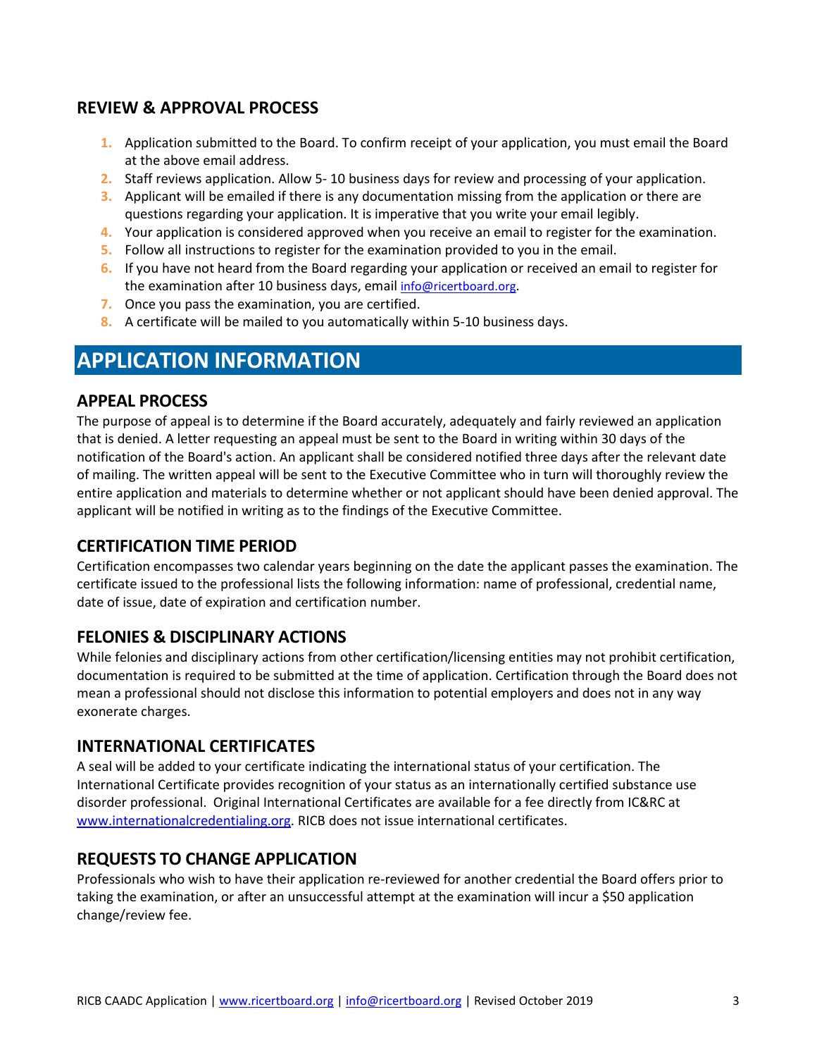## REVIEW & APPROVAL PROCESS

1. Application submitted to the Board. To confirm receipt of your application, you must email the Board at the above email address.
2. Staff reviews application. Allow 5- 10 business days for review and processing of your application.
3. Applicant will be emailed if there is any documentation missing from the application or there are questions regarding your application. It is imperative that you write your email legibly.
4. Your application is considered approved when you receive an email to register for the examination.
5. Follow all instructions to register for the examination provided to you in the email.
6. If you have not heard from the Board regarding your application or received an email to register for the examination after 10 business days, email info@ricertboard.org.
7. Once you pass the examination, you are certified.
8. A certificate will be mailed to you automatically within 5-10 business days.

# APPLICATION INFORMATION

## APPEAL PROCESS

The purpose of appeal is to determine if the Board accurately, adequately and fairly reviewed an application that is denied. A letter requesting an appeal must be sent to the Board in writing within 30 days of the notification of the Board's action. An applicant shall be considered notified three days after the relevant date of mailing. The written appeal will be sent to the Executive Committee who in turn will thoroughly review the entire application and materials to determine whether or not applicant should have been denied approval. The applicant will be notified in writing as to the findings of the Executive Committee.

## CERTIFICATION TIME PERIOD

Certification encompasses two calendar years beginning on the date the applicant passes the examination. The certificate issued to the professional lists the following information: name of professional, credential name, date of issue, date of expiration and certification number.

## FELONIES & DISCIPLINARY ACTIONS

While felonies and disciplinary actions from other certification/licensing entities may not prohibit certification, documentation is required to be submitted at the time of application. Certification through the Board does not mean a professional should not disclose this information to potential employers and does not in any way exonerate charges.

## INTERNATIONAL CERTIFICATES

A seal will be added to your certificate indicating the international status of your certification. The International Certificate provides recognition of your status as an internationally certified substance use disorder professional. Original International Certificates are available for a fee directly from IC&RC at www.internationalcredentialing.org. RICB does not issue international certificates.

## REQUESTS TO CHANGE APPLICATION

Professionals who wish to have their application re-reviewed for another credential the Board offers prior to taking the examination, or after an unsuccessful attempt at the examination will incur a $50 application change/review fee.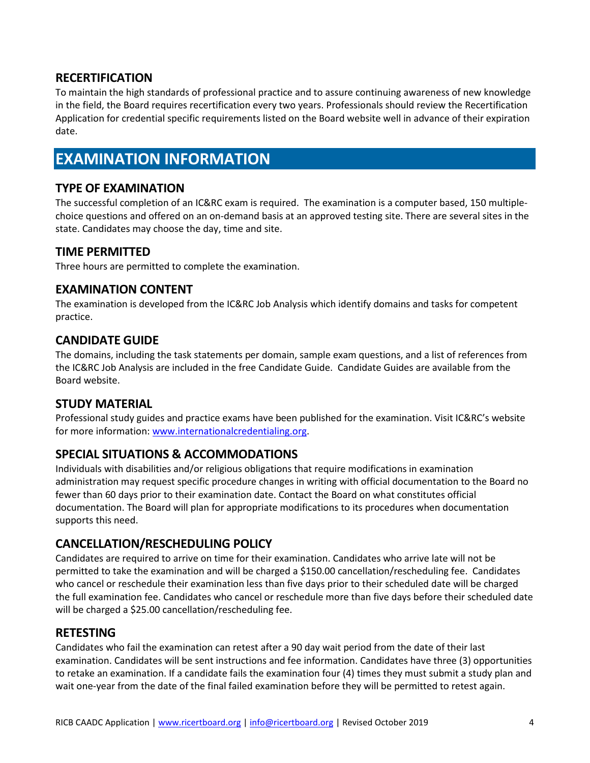## RECERTIFICATION

To maintain the high standards of professional practice and to assure continuing awareness of new knowledge in the field, the Board requires recertification every two years. Professionals should review the Recertification Application for credential specific requirements listed on the Board website well in advance of their expiration date.

# EXAMINATION INFORMATION

## TYPE OF EXAMINATION

The successful completion of an IC&RC exam is required. The examination is a computer based, 150 multiple-choice questions and offered on an on-demand basis at an approved testing site. There are several sites in the state. Candidates may choose the day, time and site.

## TIME PERMITTED

Three hours are permitted to complete the examination.

## EXAMINATION CONTENT

The examination is developed from the IC&RC Job Analysis which identify domains and tasks for competent practice.

## CANDIDATE GUIDE

The domains, including the task statements per domain, sample exam questions, and a list of references from the IC&RC Job Analysis are included in the free Candidate Guide. Candidate Guides are available from the Board website.

## STUDY MATERIAL

Professional study guides and practice exams have been published for the examination. Visit IC&RC's website for more information: [www.internationalcredentialing.org](http://www.internationalcredentialing.org).

## SPECIAL SITUATIONS & ACCOMMODATIONS

Individuals with disabilities and/or religious obligations that require modifications in examination administration may request specific procedure changes in writing with official documentation to the Board no fewer than 60 days prior to their examination date. Contact the Board on what constitutes official documentation. The Board will plan for appropriate modifications to its procedures when documentation supports this need.

## CANCELLATION/RESCHEDULING POLICY

Candidates are required to arrive on time for their examination. Candidates who arrive late will not be permitted to take the examination and will be charged a $150.00 cancellation/rescheduling fee. Candidates who cancel or reschedule their examination less than five days prior to their scheduled date will be charged the full examination fee. Candidates who cancel or reschedule more than five days before their scheduled date will be charged a $25.00 cancellation/rescheduling fee.

## RETESTING

Candidates who fail the examination can retest after a 90 day wait period from the date of their last examination. Candidates will be sent instructions and fee information. Candidates have three (3) opportunities to retake an examination. If a candidate fails the examination four (4) times they must submit a study plan and wait one-year from the date of the final failed examination before they will be permitted to retest again.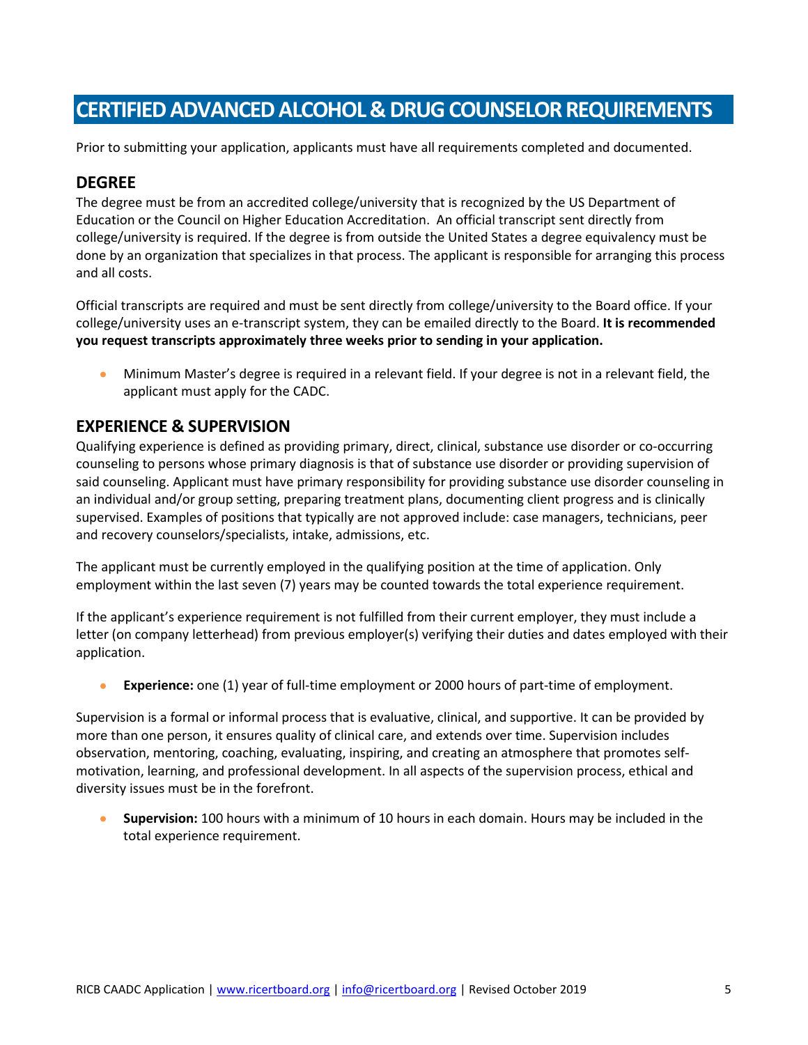# CERTIFIED ADVANCED ALCOHOL & DRUG COUNSELOR REQUIREMENTS

Prior to submitting your application, applicants must have all requirements completed and documented.

## DEGREE

The degree must be from an accredited college/university that is recognized by the US Department of Education or the Council on Higher Education Accreditation. An official transcript sent directly from college/university is required. If the degree is from outside the United States a degree equivalency must be done by an organization that specializes in that process. The applicant is responsible for arranging this process and all costs.

Official transcripts are required and must be sent directly from college/university to the Board office. If your college/university uses an e-transcript system, they can be emailed directly to the Board. **It is recommended you request transcripts approximately three weeks prior to sending in your application.**

- Minimum Master's degree is required in a relevant field. If your degree is not in a relevant field, the applicant must apply for the CADC.

## EXPERIENCE & SUPERVISION

Qualifying experience is defined as providing primary, direct, clinical, substance use disorder or co-occurring counseling to persons whose primary diagnosis is that of substance use disorder or providing supervision of said counseling. Applicant must have primary responsibility for providing substance use disorder counseling in an individual and/or group setting, preparing treatment plans, documenting client progress and is clinically supervised. Examples of positions that typically are not approved include: case managers, technicians, peer and recovery counselors/specialists, intake, admissions, etc.

The applicant must be currently employed in the qualifying position at the time of application. Only employment within the last seven (7) years may be counted towards the total experience requirement.

If the applicant's experience requirement is not fulfilled from their current employer, they must include a letter (on company letterhead) from previous employer(s) verifying their duties and dates employed with their application.

- **Experience:** one (1) year of full-time employment or 2000 hours of part-time of employment.

Supervision is a formal or informal process that is evaluative, clinical, and supportive. It can be provided by more than one person, it ensures quality of clinical care, and extends over time. Supervision includes observation, mentoring, coaching, evaluating, inspiring, and creating an atmosphere that promotes self-motivation, learning, and professional development. In all aspects of the supervision process, ethical and diversity issues must be in the forefront.

- **Supervision:** 100 hours with a minimum of 10 hours in each domain. Hours may be included in the total experience requirement.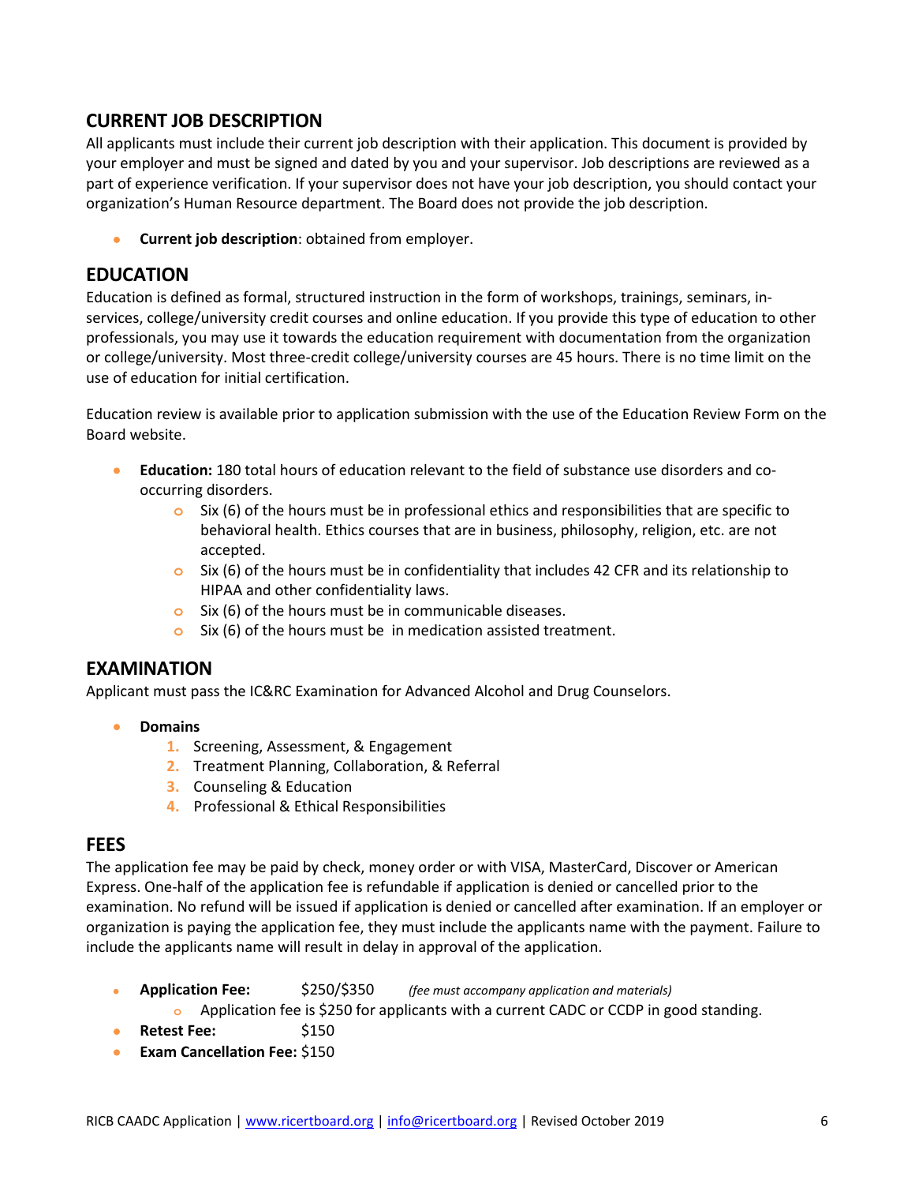## CURRENT JOB DESCRIPTION

All applicants must include their current job description with their application. This document is provided by your employer and must be signed and dated by you and your supervisor. Job descriptions are reviewed as a part of experience verification. If your supervisor does not have your job description, you should contact your organization's Human Resource department. The Board does not provide the job description.

- **Current job description**: obtained from employer.

## EDUCATION

Education is defined as formal, structured instruction in the form of workshops, trainings, seminars, in-services, college/university credit courses and online education. If you provide this type of education to other professionals, you may use it towards the education requirement with documentation from the organization or college/university. Most three-credit college/university courses are 45 hours. There is no time limit on the use of education for initial certification.

Education review is available prior to application submission with the use of the Education Review Form on the Board website.

- **Education:** 180 total hours of education relevant to the field of substance use disorders and co-occurring disorders.
  - Six (6) of the hours must be in professional ethics and responsibilities that are specific to behavioral health. Ethics courses that are in business, philosophy, religion, etc. are not accepted.
  - Six (6) of the hours must be in confidentiality that includes 42 CFR and its relationship to HIPAA and other confidentiality laws.
  - Six (6) of the hours must be in communicable diseases.
  - Six (6) of the hours must be in medication assisted treatment.

## EXAMINATION

Applicant must pass the IC&RC Examination for Advanced Alcohol and Drug Counselors.

- **Domains**
  1. Screening, Assessment, & Engagement
  2. Treatment Planning, Collaboration, & Referral
  3. Counseling & Education
  4. Professional & Ethical Responsibilities

## FEES

The application fee may be paid by check, money order or with VISA, MasterCard, Discover or American Express. One-half of the application fee is refundable if application is denied or cancelled prior to the examination. No refund will be issued if application is denied or cancelled after examination. If an employer or organization is paying the application fee, they must include the applicants name with the payment. Failure to include the applicants name will result in delay in approval of the application.

- **Application Fee:** $250/$350 *(fee must accompany application and materials)*
  - Application fee is $250 for applicants with a current CADC or CCDP in good standing.
- **Retest Fee:** $150
- **Exam Cancellation Fee:** $150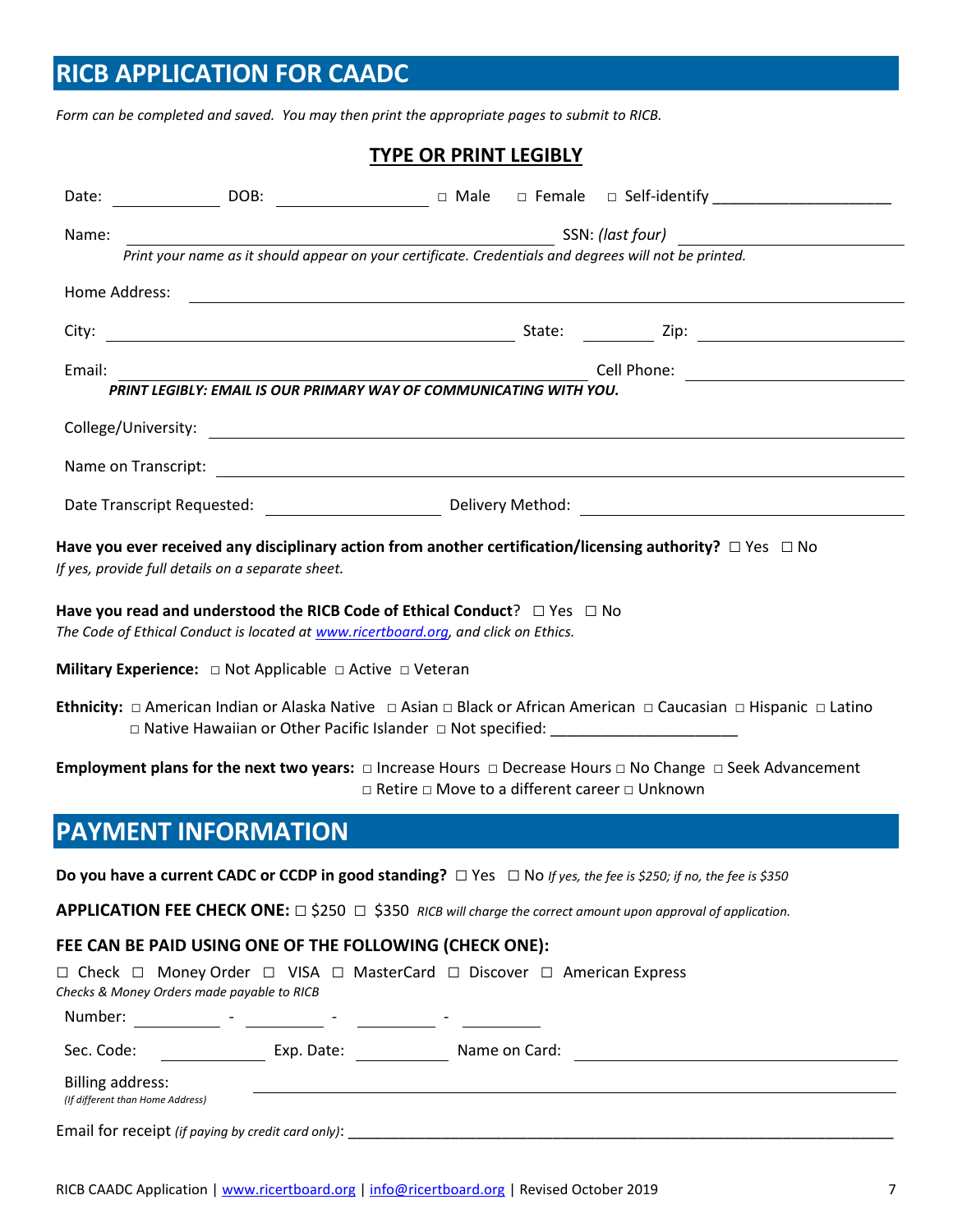# RICB APPLICATION FOR CAADC

*Form can be completed and saved. You may then print the appropriate pages to submit to RICB.*

**TYPE OR PRINT LEGIBLY**

Date: ____________ DOB: ________________ □ Male □ Female □ Self-identify ____________________

Name: ______________________________________________ SSN: *(last four)* ________________

*Print your name as it should appear on your certificate. Credentials and degrees will not be printed.*

Home Address: ____________________________________________________________

City: ______________________________________ State: ________ Zip: ________________

Email: ____________________________________________ Cell Phone: ________________

***PRINT LEGIBLY: EMAIL IS OUR PRIMARY WAY OF COMMUNICATING WITH YOU.***

College/University: ____________________________________________________________

Name on Transcript: ____________________________________________________________

Date Transcript Requested: ________________ Delivery Method: ____________________________

**Have you ever received any disciplinary action from another certification/licensing authority?** ☐ Yes ☐ No
*If yes, provide full details on a separate sheet.*

**Have you read and understood the RICB Code of Ethical Conduct**? ☐ Yes ☐ No
*The Code of Ethical Conduct is located at www.ricertboard.org, and click on Ethics.*

**Military Experience:** □ Not Applicable □ Active □ Veteran

**Ethnicity:** □ American Indian or Alaska Native □ Asian □ Black or African American □ Caucasian □ Hispanic □ Latino □ Native Hawaiian or Other Pacific Islander □ Not specified: ______________________

**Employment plans for the next two years:** □ Increase Hours □ Decrease Hours □ No Change □ Seek Advancement □ Retire □ Move to a different career □ Unknown

# PAYMENT INFORMATION

**Do you have a current CADC or CCDP in good standing?** ☐ Yes ☐ No *If yes, the fee is $250; if no, the fee is $350*

**APPLICATION FEE CHECK ONE:** □ $250 ☐ $350 *RICB will charge the correct amount upon approval of application.*

**FEE CAN BE PAID USING ONE OF THE FOLLOWING (CHECK ONE):**

☐ Check ☐ Money Order ☐ VISA ☐ MasterCard ☐ Discover ☐ American Express
*Checks & Money Orders made payable to RICB*

Number: __________ - __________ - __________ - __________

Sec. Code: ____________ Exp. Date: ____________ Name on Card: ______________________________

Billing address: ____________________________________________________________
*(If different than Home Address)*

Email for receipt *(if paying by credit card only)*: ______________________________________________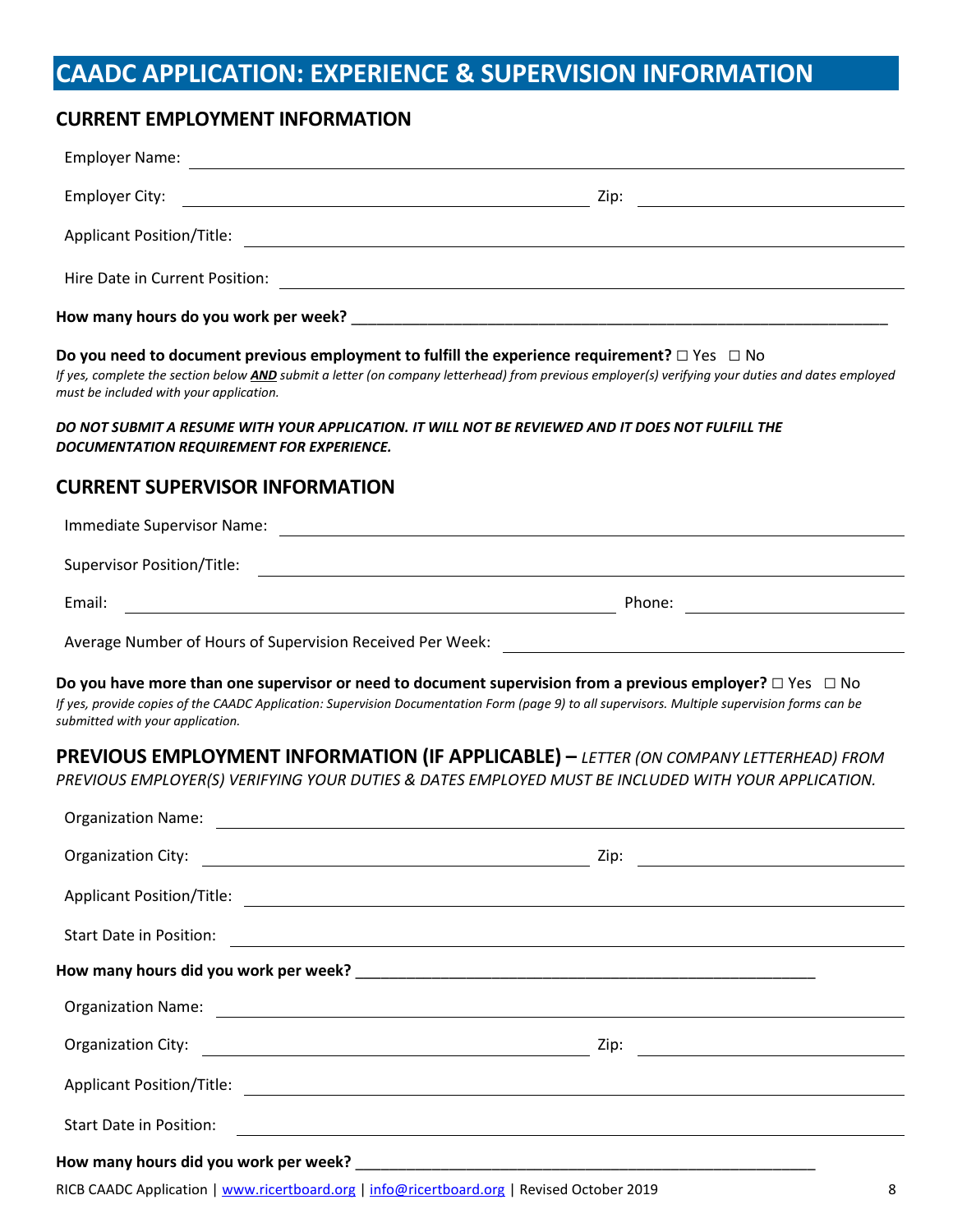# CAADC APPLICATION: EXPERIENCE & SUPERVISION INFORMATION

## CURRENT EMPLOYMENT INFORMATION

Employer Name: ______________________________

Employer City: ______________________________ Zip: ______________

Applicant Position/Title: ______________________________

Hire Date in Current Position: ______________________________

**How many hours do you work per week?** ______________________________

**Do you need to document previous employment to fulfill the experience requirement?** ☐ Yes ☐ No
*If yes, complete the section below* ***AND*** *submit a letter (on company letterhead) from previous employer(s) verifying your duties and dates employed must be included with your application.*

***DO NOT SUBMIT A RESUME WITH YOUR APPLICATION. IT WILL NOT BE REVIEWED AND IT DOES NOT FULFILL THE DOCUMENTATION REQUIREMENT FOR EXPERIENCE.***

## CURRENT SUPERVISOR INFORMATION

Immediate Supervisor Name: ______________________________

Supervisor Position/Title: ______________________________

Email: ______________________________ Phone: ______________

Average Number of Hours of Supervision Received Per Week: ______________________________

**Do you have more than one supervisor or need to document supervision from a previous employer?** ☐ Yes ☐ No
*If yes, provide copies of the CAADC Application: Supervision Documentation Form (page 9) to all supervisors. Multiple supervision forms can be submitted with your application.*

## PREVIOUS EMPLOYMENT INFORMATION (IF APPLICABLE) – *LETTER (ON COMPANY LETTERHEAD) FROM PREVIOUS EMPLOYER(S) VERIFYING YOUR DUTIES & DATES EMPLOYED MUST BE INCLUDED WITH YOUR APPLICATION.*

Organization Name: ______________________________

Organization City: ______________________________ Zip: ______________

Applicant Position/Title: ______________________________

Start Date in Position: ______________________________

**How many hours did you work per week?** ______________________________

Organization Name: ______________________________

Organization City: ______________________________ Zip: ______________

Applicant Position/Title: ______________________________

Start Date in Position: ______________________________

**How many hours did you work per week?** ______________________________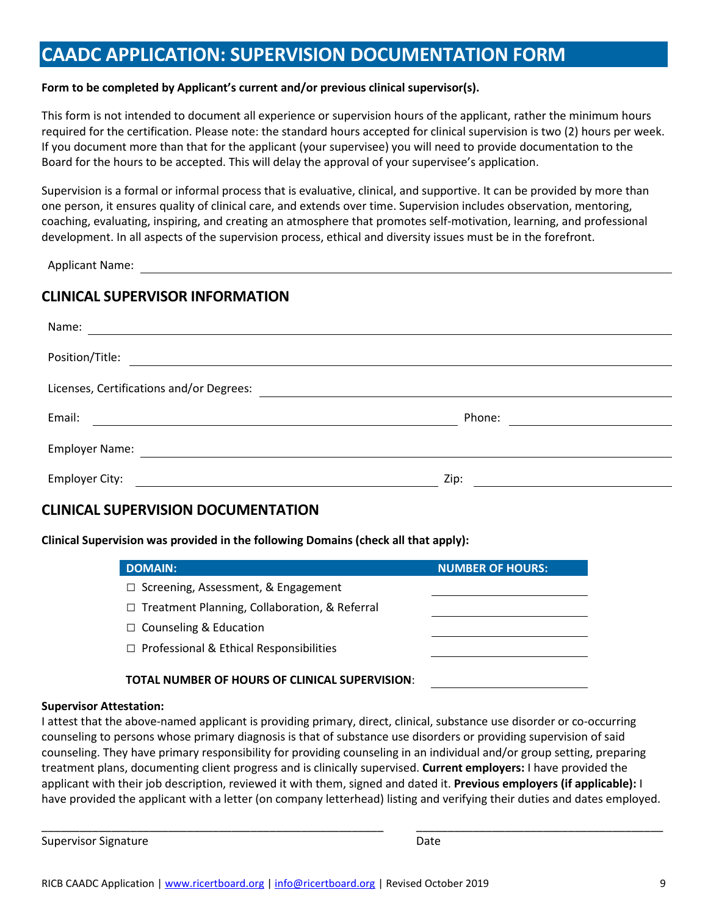# CAADC APPLICATION: SUPERVISION DOCUMENTATION FORM

**Form to be completed by Applicant's current and/or previous clinical supervisor(s).**

This form is not intended to document all experience or supervision hours of the applicant, rather the minimum hours required for the certification. Please note: the standard hours accepted for clinical supervision is two (2) hours per week. If you document more than that for the applicant (your supervisee) you will need to provide documentation to the Board for the hours to be accepted. This will delay the approval of your supervisee's application.

Supervision is a formal or informal process that is evaluative, clinical, and supportive. It can be provided by more than one person, it ensures quality of clinical care, and extends over time. Supervision includes observation, mentoring, coaching, evaluating, inspiring, and creating an atmosphere that promotes self-motivation, learning, and professional development. In all aspects of the supervision process, ethical and diversity issues must be in the forefront.

Applicant Name: ______________________________

## CLINICAL SUPERVISOR INFORMATION

Name: ______________________________

Position/Title: ______________________________

Licenses, Certifications and/or Degrees: ______________________________

Email: ______________________________ Phone: ______________________________

Employer Name: ______________________________

Employer City: ______________________________ Zip: ______________________________

## CLINICAL SUPERVISION DOCUMENTATION

**Clinical Supervision was provided in the following Domains (check all that apply):**

| DOMAIN: | NUMBER OF HOURS: |
|---|---|
| ☐ Screening, Assessment, & Engagement | ________ |
| ☐ Treatment Planning, Collaboration, & Referral | ________ |
| ☐ Counseling & Education | ________ |
| ☐ Professional & Ethical Responsibilities | ________ |
| **TOTAL NUMBER OF HOURS OF CLINICAL SUPERVISION**: | ________ |

**Supervisor Attestation:**
I attest that the above-named applicant is providing primary, direct, clinical, substance use disorder or co-occurring counseling to persons whose primary diagnosis is that of substance use disorders or providing supervision of said counseling. They have primary responsibility for providing counseling in an individual and/or group setting, preparing treatment plans, documenting client progress and is clinically supervised. **Current employers:** I have provided the applicant with their job description, reviewed it with them, signed and dated it. **Previous employers (if applicable):** I have provided the applicant with a letter (on company letterhead) listing and verifying their duties and dates employed.

______________________________ ______________________________

Supervisor Signature Date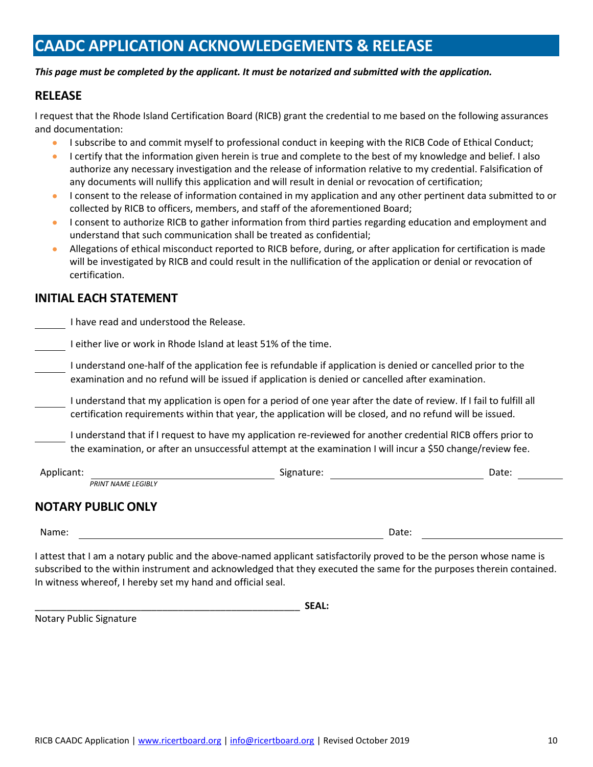# CAADC APPLICATION ACKNOWLEDGEMENTS & RELEASE

***This page must be completed by the applicant. It must be notarized and submitted with the application.***

## RELEASE

I request that the Rhode Island Certification Board (RICB) grant the credential to me based on the following assurances and documentation:

- I subscribe to and commit myself to professional conduct in keeping with the RICB Code of Ethical Conduct;
- I certify that the information given herein is true and complete to the best of my knowledge and belief. I also authorize any necessary investigation and the release of information relative to my credential. Falsification of any documents will nullify this application and will result in denial or revocation of certification;
- I consent to the release of information contained in my application and any other pertinent data submitted to or collected by RICB to officers, members, and staff of the aforementioned Board;
- I consent to authorize RICB to gather information from third parties regarding education and employment and understand that such communication shall be treated as confidential;
- Allegations of ethical misconduct reported to RICB before, during, or after application for certification is made will be investigated by RICB and could result in the nullification of the application or denial or revocation of certification.

## INITIAL EACH STATEMENT

______ I have read and understood the Release.

______ I either live or work in Rhode Island at least 51% of the time.

______ I understand one-half of the application fee is refundable if application is denied or cancelled prior to the examination and no refund will be issued if application is denied or cancelled after examination.

______ I understand that my application is open for a period of one year after the date of review. If I fail to fulfill all certification requirements within that year, the application will be closed, and no refund will be issued.

______ I understand that if I request to have my application re-reviewed for another credential RICB offers prior to the examination, or after an unsuccessful attempt at the examination I will incur a $50 change/review fee.

Applicant: ______________________________ Signature: ______________________________ Date: __________
*PRINT NAME LEGIBLY*

## NOTARY PUBLIC ONLY

Name: ____________________________________________________ Date: ________________________

I attest that I am a notary public and the above-named applicant satisfactorily proved to be the person whose name is subscribed to the within instrument and acknowledged that they executed the same for the purposes therein contained. In witness whereof, I hereby set my hand and official seal.

__________________________________________________ **SEAL:**
Notary Public Signature

RICB CAADC Application | www.ricertboard.org | info@ricertboard.org | Revised October 2019